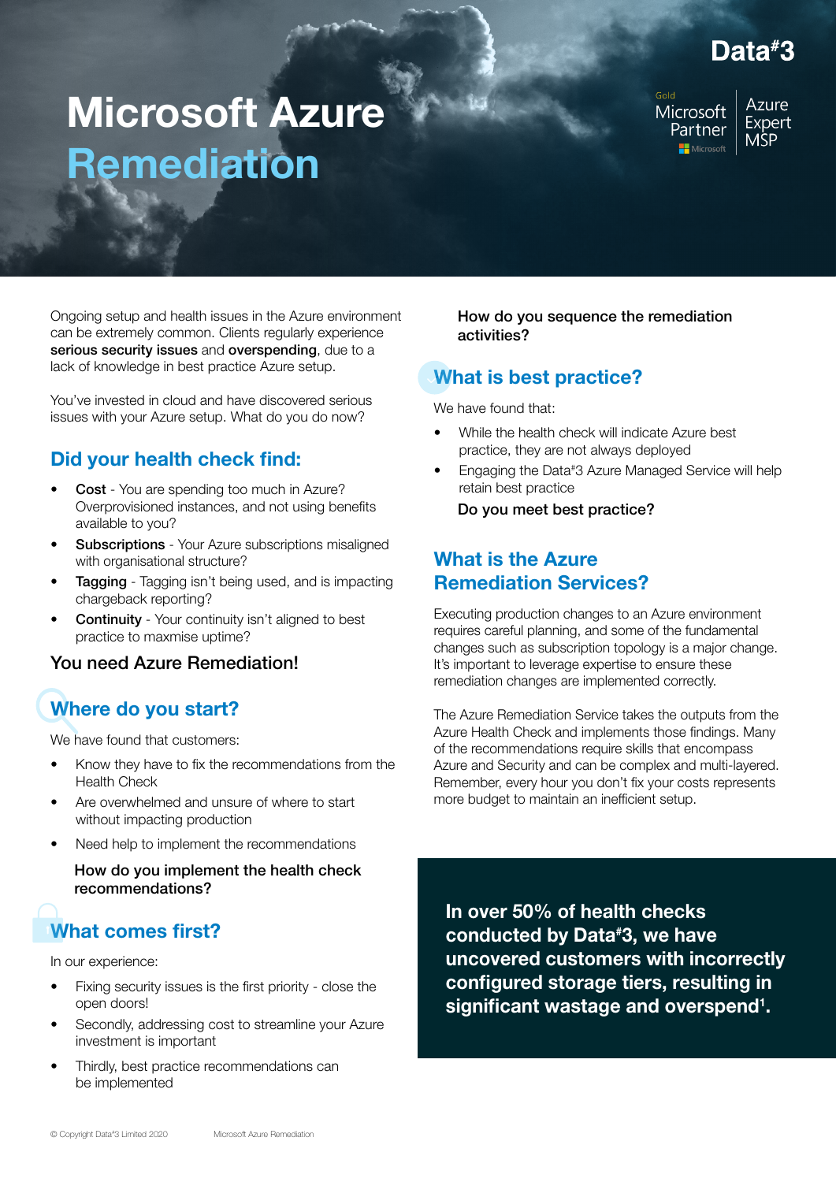Data#3

Gold Microsoft Partner | Azure Expert MSP

# Microsoft Azure Remediation

Ongoing setup and health issues in the Azure environment can be extremely common. Clients regularly experience **serious security issues** and **overspending**, due to a lack of knowledge in best practice Azure setup.

You've invested in cloud and have discovered serious issues with your Azure setup. What do you do now?

## Did your health check find:

- **Cost** - You are spending too much in Azure? Overprovisioned instances, and not using benefits available to you?
- **Subscriptions** - Your Azure subscriptions misaligned with organisational structure?
- **Tagging** - Tagging isn't being used, and is impacting chargeback reporting?
- **Continuity** - Your continuity isn't aligned to best practice to maxmise uptime?

**You need Azure Remediation!**

## Where do you start?

We have found that customers:

- Know they have to fix the recommendations from the Health Check
- Are overwhelmed and unsure of where to start without impacting production
- Need help to implement the recommendations

**How do you implement the health check recommendations?**

## What comes first?

In our experience:

- Fixing security issues is the first priority - close the open doors!
- Secondly, addressing cost to streamline your Azure investment is important
- Thirdly, best practice recommendations can be implemented

**How do you sequence the remediation activities?**

## What is best practice?

We have found that:

- While the health check will indicate Azure best practice, they are not always deployed
- Engaging the Data#3 Azure Managed Service will help retain best practice

**Do you meet best practice?**

## What is the Azure Remediation Services?

Executing production changes to an Azure environment requires careful planning, and some of the fundamental changes such as subscription topology is a major change. It's important to leverage expertise to ensure these remediation changes are implemented correctly.

The Azure Remediation Service takes the outputs from the Azure Health Check and implements those findings. Many of the recommendations require skills that encompass Azure and Security and can be complex and multi-layered. Remember, every hour you don't fix your costs represents more budget to maintain an inefficient setup.

**In over 50% of health checks conducted by Data#3, we have uncovered customers with incorrectly configured storage tiers, resulting in significant wastage and overspend[1].**

© Copyright Data#3 Limited 2020 Microsoft Azure Remediation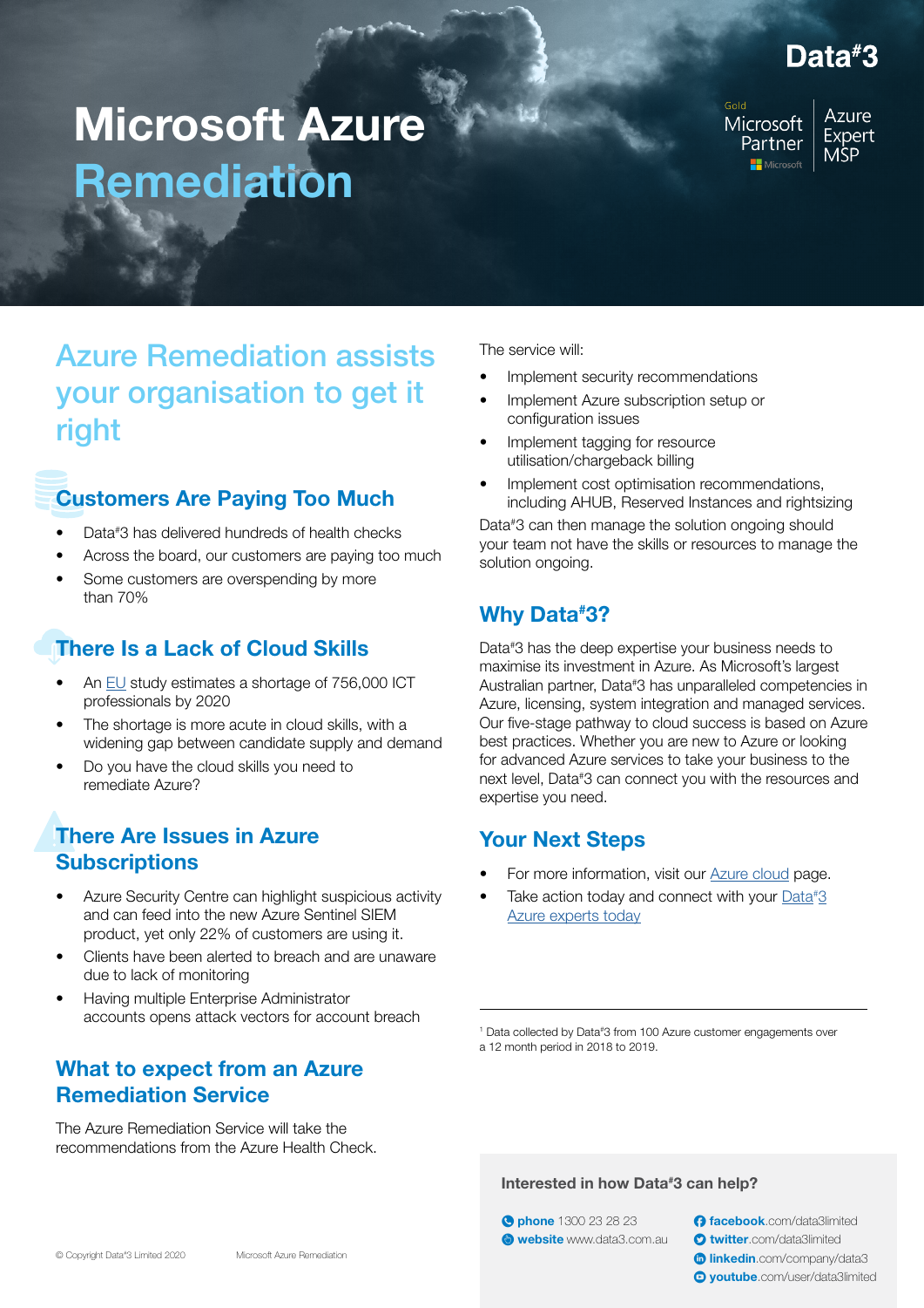Data#3

Gold Microsoft Partner

Azure Expert MSP

# Microsoft Azure Remediation

## Azure Remediation assists your organisation to get it right

### Customers Are Paying Too Much

- Data#3 has delivered hundreds of health checks
- Across the board, our customers are paying too much
- Some customers are overspending by more than 70%

### There Is a Lack of Cloud Skills

- An EU study estimates a shortage of 756,000 ICT professionals by 2020
- The shortage is more acute in cloud skills, with a widening gap between candidate supply and demand
- Do you have the cloud skills you need to remediate Azure?

### There Are Issues in Azure Subscriptions

- Azure Security Centre can highlight suspicious activity and can feed into the new Azure Sentinel SIEM product, yet only 22% of customers are using it.
- Clients have been alerted to breach and are unaware due to lack of monitoring
- Having multiple Enterprise Administrator accounts opens attack vectors for account breach

### What to expect from an Azure Remediation Service

The Azure Remediation Service will take the recommendations from the Azure Health Check.

The service will:

- Implement security recommendations
- Implement Azure subscription setup or configuration issues
- Implement tagging for resource utilisation/chargeback billing
- Implement cost optimisation recommendations, including AHUB, Reserved Instances and rightsizing

Data#3 can then manage the solution ongoing should your team not have the skills or resources to manage the solution ongoing.

### Why Data#3?

Data#3 has the deep expertise your business needs to maximise its investment in Azure. As Microsoft's largest Australian partner, Data#3 has unparalleled competencies in Azure, licensing, system integration and managed services. Our five-stage pathway to cloud success is based on Azure best practices. Whether you are new to Azure or looking for advanced Azure services to take your business to the next level, Data#3 can connect you with the resources and expertise you need.

### Your Next Steps

- For more information, visit our Azure cloud page.
- Take action today and connect with your Data#3 Azure experts today

[1] Data collected by Data#3 from 100 Azure customer engagements over a 12 month period in 2018 to 2019.

**Interested in how Data#3 can help?**

**phone** 1300 23 28 23
**website** www.data3.com.au
**facebook**.com/data3limited
**twitter**.com/data3limited
**linkedin**.com/company/data3
**youtube**.com/user/data3limited

© Copyright Data#3 Limited 2020 Microsoft Azure Remediation